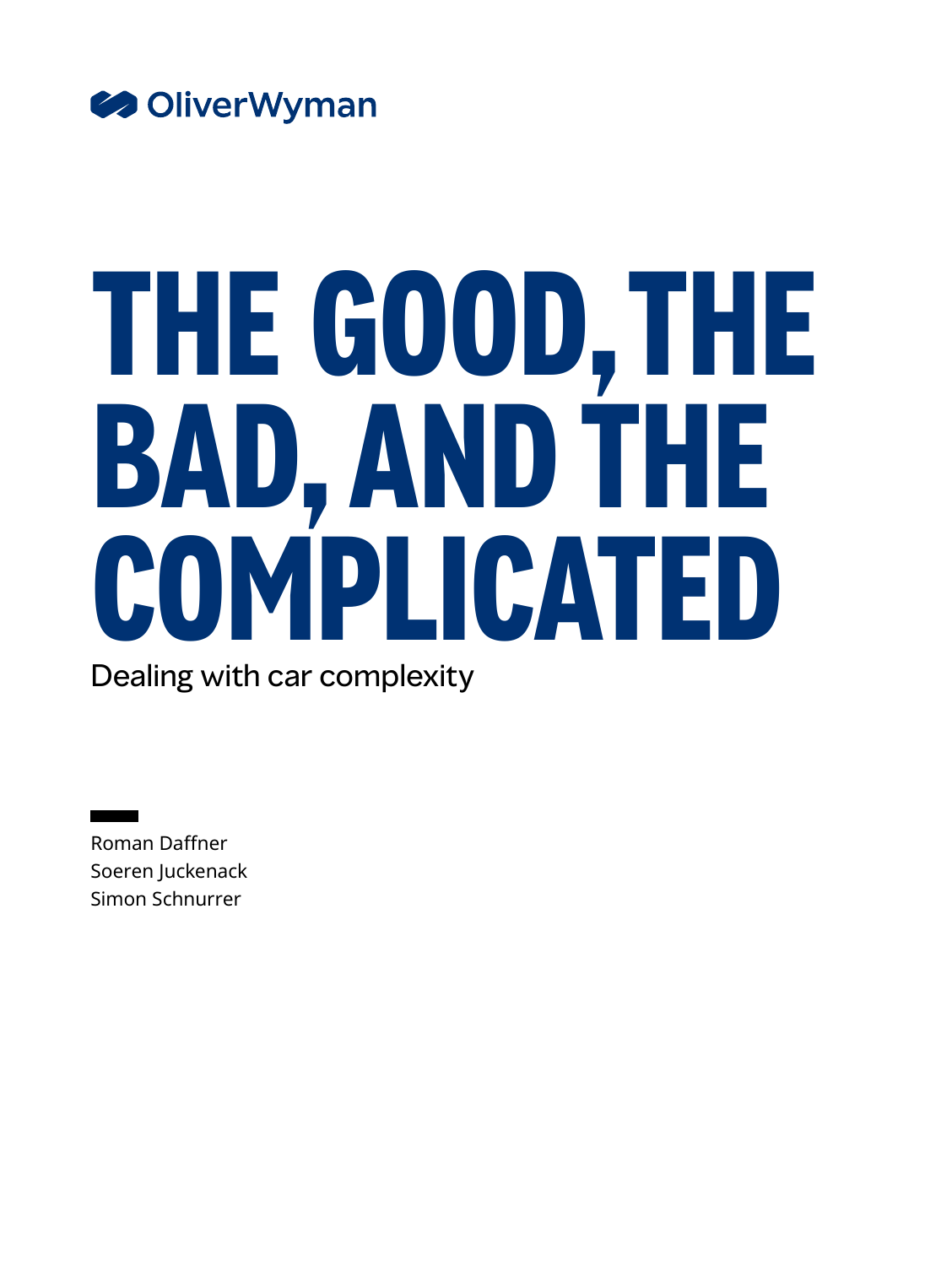OliverWyman

# THE GOOD, THE BAD, AND THE COMPLICATED

Dealing with car complexity

Roman Daffner
Soeren Juckenack
Simon Schnurrer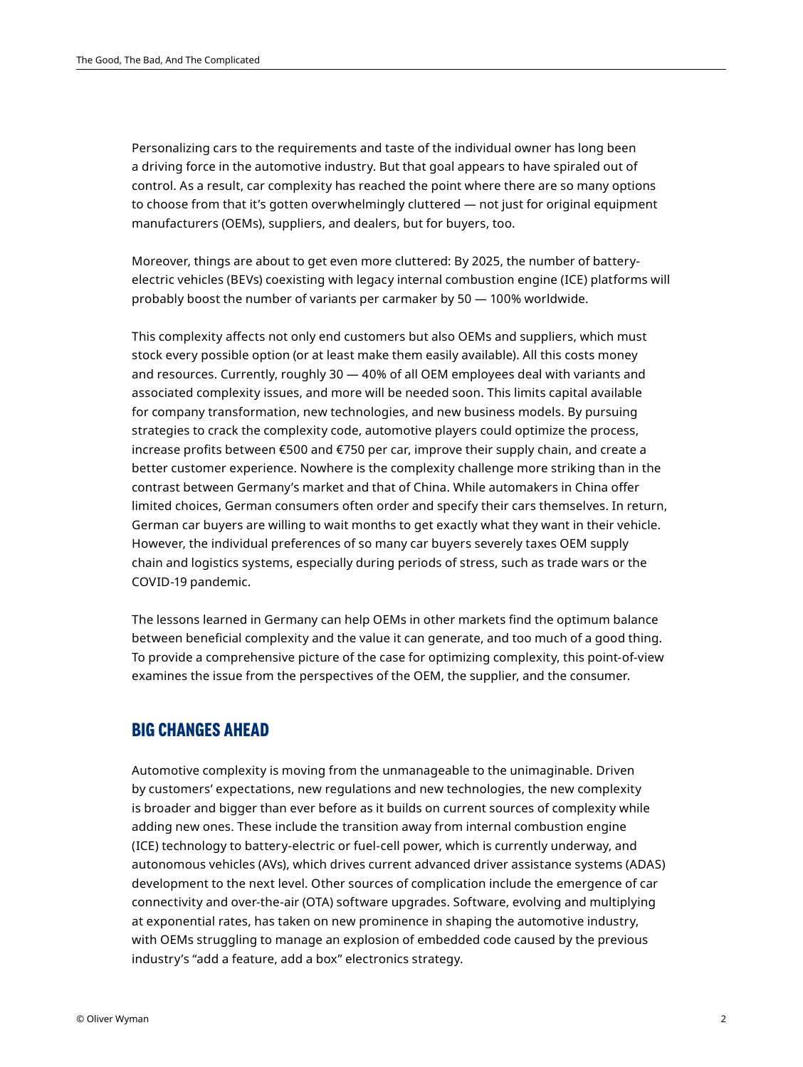Personalizing cars to the requirements and taste of the individual owner has long been a driving force in the automotive industry. But that goal appears to have spiraled out of control. As a result, car complexity has reached the point where there are so many options to choose from that it's gotten overwhelmingly cluttered — not just for original equipment manufacturers (OEMs), suppliers, and dealers, but for buyers, too.

Moreover, things are about to get even more cluttered: By 2025, the number of battery-electric vehicles (BEVs) coexisting with legacy internal combustion engine (ICE) platforms will probably boost the number of variants per carmaker by 50 — 100% worldwide.

This complexity affects not only end customers but also OEMs and suppliers, which must stock every possible option (or at least make them easily available). All this costs money and resources. Currently, roughly 30 — 40% of all OEM employees deal with variants and associated complexity issues, and more will be needed soon. This limits capital available for company transformation, new technologies, and new business models. By pursuing strategies to crack the complexity code, automotive players could optimize the process, increase profits between €500 and €750 per car, improve their supply chain, and create a better customer experience. Nowhere is the complexity challenge more striking than in the contrast between Germany's market and that of China. While automakers in China offer limited choices, German consumers often order and specify their cars themselves. In return, German car buyers are willing to wait months to get exactly what they want in their vehicle. However, the individual preferences of so many car buyers severely taxes OEM supply chain and logistics systems, especially during periods of stress, such as trade wars or the COVID-19 pandemic.

The lessons learned in Germany can help OEMs in other markets find the optimum balance between beneficial complexity and the value it can generate, and too much of a good thing. To provide a comprehensive picture of the case for optimizing complexity, this point-of-view examines the issue from the perspectives of the OEM, the supplier, and the consumer.

## BIG CHANGES AHEAD

Automotive complexity is moving from the unmanageable to the unimaginable. Driven by customers' expectations, new regulations and new technologies, the new complexity is broader and bigger than ever before as it builds on current sources of complexity while adding new ones. These include the transition away from internal combustion engine (ICE) technology to battery-electric or fuel-cell power, which is currently underway, and autonomous vehicles (AVs), which drives current advanced driver assistance systems (ADAS) development to the next level. Other sources of complication include the emergence of car connectivity and over-the-air (OTA) software upgrades. Software, evolving and multiplying at exponential rates, has taken on new prominence in shaping the automotive industry, with OEMs struggling to manage an explosion of embedded code caused by the previous industry's "add a feature, add a box" electronics strategy.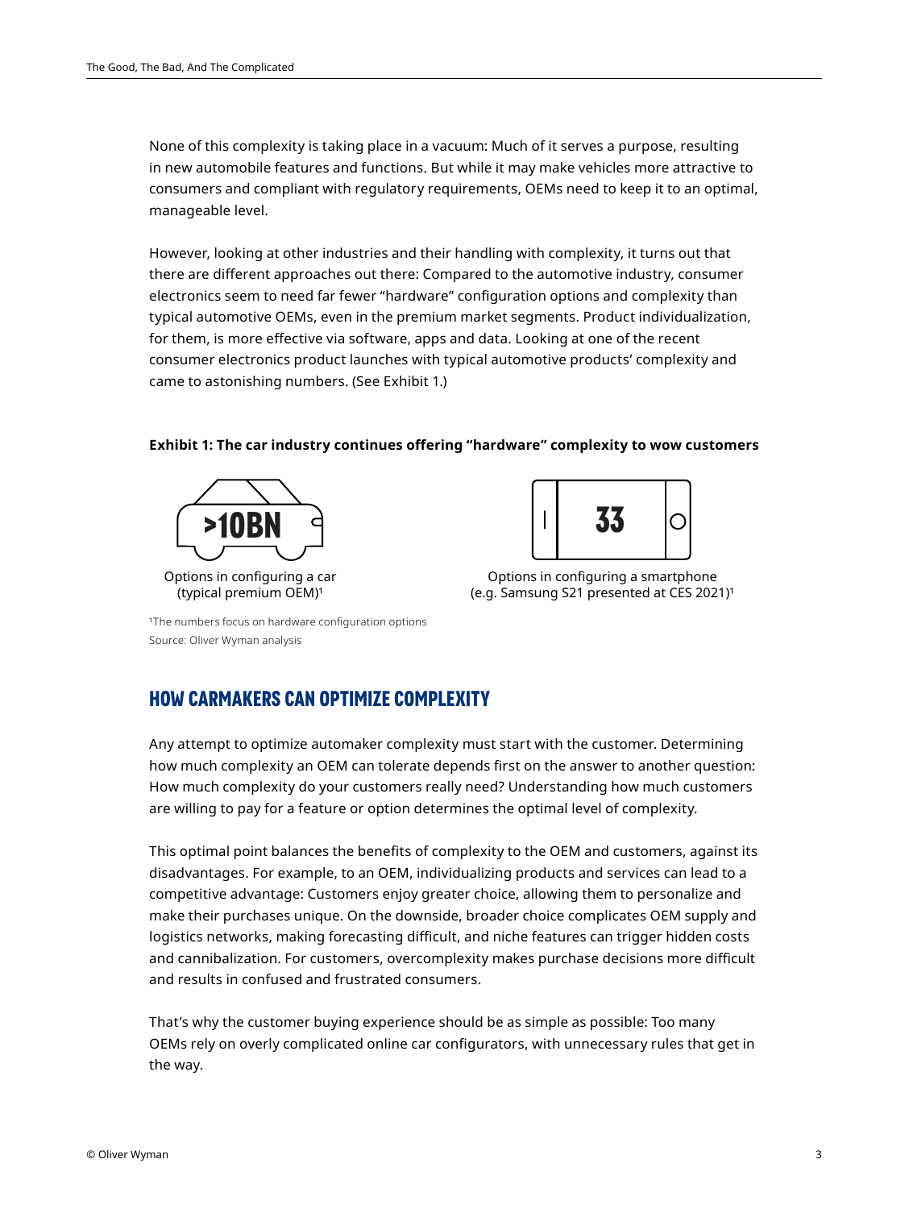None of this complexity is taking place in a vacuum: Much of it serves a purpose, resulting in new automobile features and functions. But while it may make vehicles more attractive to consumers and compliant with regulatory requirements, OEMs need to keep it to an optimal, manageable level.

However, looking at other industries and their handling with complexity, it turns out that there are different approaches out there: Compared to the automotive industry, consumer electronics seem to need far fewer "hardware" configuration options and complexity than typical automotive OEMs, even in the premium market segments. Product individualization, for them, is more effective via software, apps and data. Looking at one of the recent consumer electronics product launches with typical automotive products' complexity and came to astonishing numbers. (See Exhibit 1.)

**Exhibit 1: The car industry continues offering "hardware" complexity to wow customers**

**>10BN**

Options in configuring a car (typical premium OEM)[1]

**33**

Options in configuring a smartphone (e.g. Samsung S21 presented at CES 2021)[1]

[1] The numbers focus on hardware configuration options
Source: Oliver Wyman analysis

## HOW CARMAKERS CAN OPTIMIZE COMPLEXITY

Any attempt to optimize automaker complexity must start with the customer. Determining how much complexity an OEM can tolerate depends first on the answer to another question: How much complexity do your customers really need? Understanding how much customers are willing to pay for a feature or option determines the optimal level of complexity.

This optimal point balances the benefits of complexity to the OEM and customers, against its disadvantages. For example, to an OEM, individualizing products and services can lead to a competitive advantage: Customers enjoy greater choice, allowing them to personalize and make their purchases unique. On the downside, broader choice complicates OEM supply and logistics networks, making forecasting difficult, and niche features can trigger hidden costs and cannibalization. For customers, overcomplexity makes purchase decisions more difficult and results in confused and frustrated consumers.

That's why the customer buying experience should be as simple as possible: Too many OEMs rely on overly complicated online car configurators, with unnecessary rules that get in the way.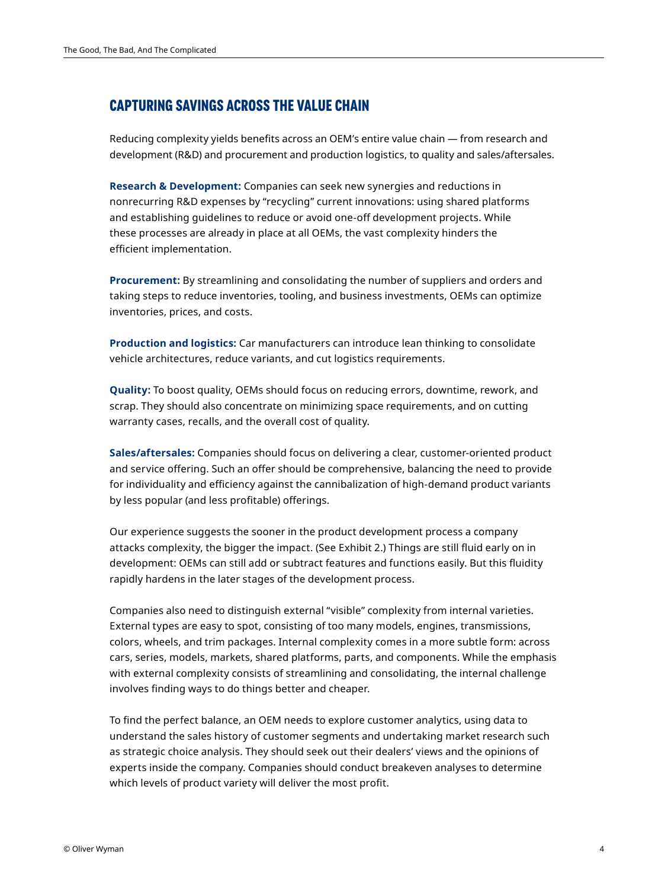## CAPTURING SAVINGS ACROSS THE VALUE CHAIN

Reducing complexity yields benefits across an OEM's entire value chain — from research and development (R&D) and procurement and production logistics, to quality and sales/aftersales.

**Research & Development:** Companies can seek new synergies and reductions in nonrecurring R&D expenses by "recycling" current innovations: using shared platforms and establishing guidelines to reduce or avoid one-off development projects. While these processes are already in place at all OEMs, the vast complexity hinders the efficient implementation.

**Procurement:** By streamlining and consolidating the number of suppliers and orders and taking steps to reduce inventories, tooling, and business investments, OEMs can optimize inventories, prices, and costs.

**Production and logistics:** Car manufacturers can introduce lean thinking to consolidate vehicle architectures, reduce variants, and cut logistics requirements.

**Quality:** To boost quality, OEMs should focus on reducing errors, downtime, rework, and scrap. They should also concentrate on minimizing space requirements, and on cutting warranty cases, recalls, and the overall cost of quality.

**Sales/aftersales:** Companies should focus on delivering a clear, customer-oriented product and service offering. Such an offer should be comprehensive, balancing the need to provide for individuality and efficiency against the cannibalization of high-demand product variants by less popular (and less profitable) offerings.

Our experience suggests the sooner in the product development process a company attacks complexity, the bigger the impact. (See Exhibit 2.) Things are still fluid early on in development: OEMs can still add or subtract features and functions easily. But this fluidity rapidly hardens in the later stages of the development process.

Companies also need to distinguish external "visible" complexity from internal varieties. External types are easy to spot, consisting of too many models, engines, transmissions, colors, wheels, and trim packages. Internal complexity comes in a more subtle form: across cars, series, models, markets, shared platforms, parts, and components. While the emphasis with external complexity consists of streamlining and consolidating, the internal challenge involves finding ways to do things better and cheaper.

To find the perfect balance, an OEM needs to explore customer analytics, using data to understand the sales history of customer segments and undertaking market research such as strategic choice analysis. They should seek out their dealers' views and the opinions of experts inside the company. Companies should conduct breakeven analyses to determine which levels of product variety will deliver the most profit.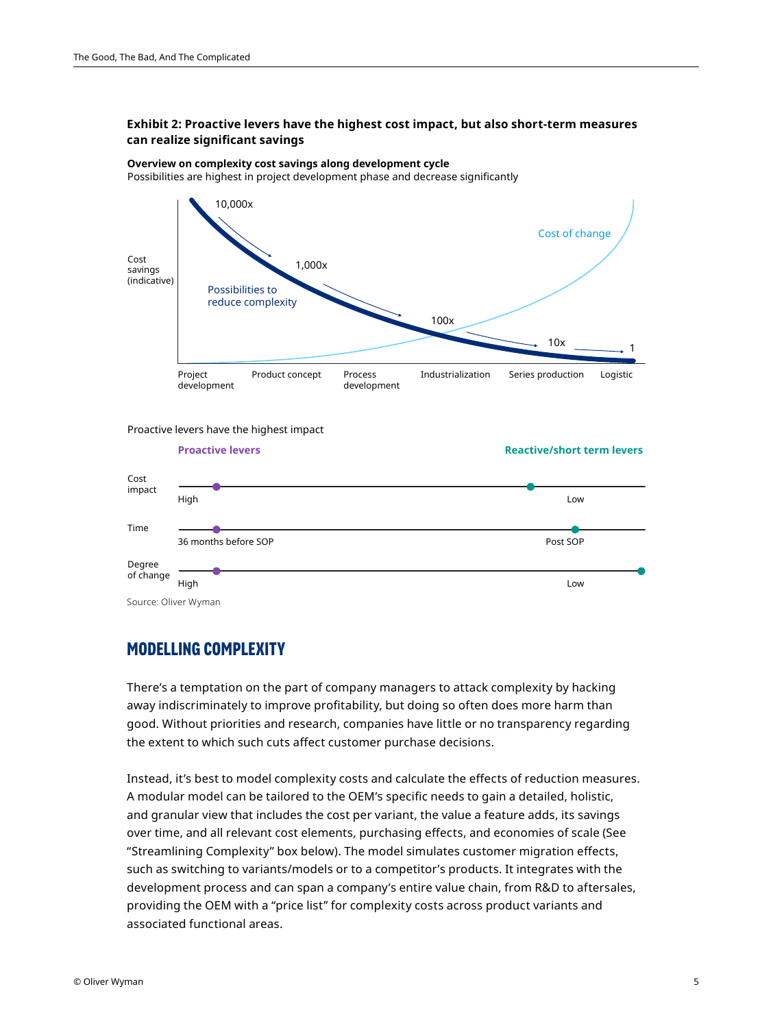**Exhibit 2: Proactive levers have the highest cost impact, but also short-term measures can realize significant savings**

**Overview on complexity cost savings along development cycle**
Possibilities are highest in project development phase and decrease significantly

Cost savings (indicative)

10,000x
1,000x
100x
10x
1

Possibilities to reduce complexity

Cost of change

Project development | Product concept | Process development | Industrialization | Series production | Logistic

Proactive levers have the highest impact

**Proactive levers** | **Reactive/short term levers**

| | | |
|---|---|---|
| Cost impact | High | Low |
| Time | 36 months before SOP | Post SOP |
| Degree of change | High | Low |

Source: Oliver Wyman

## MODELLING COMPLEXITY

There's a temptation on the part of company managers to attack complexity by hacking away indiscriminately to improve profitability, but doing so often does more harm than good. Without priorities and research, companies have little or no transparency regarding the extent to which such cuts affect customer purchase decisions.

Instead, it's best to model complexity costs and calculate the effects of reduction measures. A modular model can be tailored to the OEM's specific needs to gain a detailed, holistic, and granular view that includes the cost per variant, the value a feature adds, its savings over time, and all relevant cost elements, purchasing effects, and economies of scale (See "Streamlining Complexity" box below). The model simulates customer migration effects, such as switching to variants/models or to a competitor's products. It integrates with the development process and can span a company's entire value chain, from R&D to aftersales, providing the OEM with a "price list" for complexity costs across product variants and associated functional areas.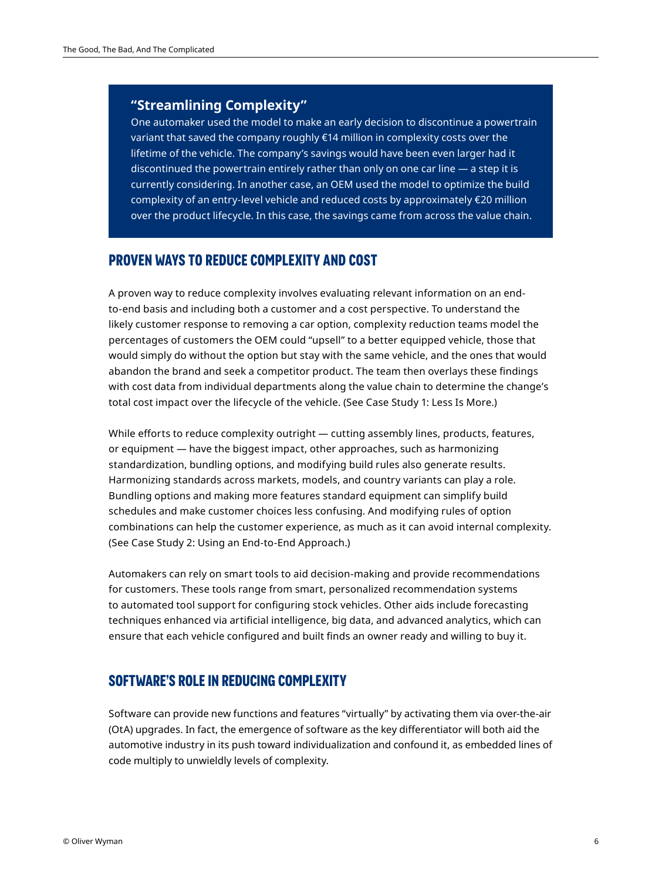### "Streamlining Complexity"

One automaker used the model to make an early decision to discontinue a powertrain variant that saved the company roughly €14 million in complexity costs over the lifetime of the vehicle. The company's savings would have been even larger had it discontinued the powertrain entirely rather than only on one car line — a step it is currently considering. In another case, an OEM used the model to optimize the build complexity of an entry-level vehicle and reduced costs by approximately €20 million over the product lifecycle. In this case, the savings came from across the value chain.

## PROVEN WAYS TO REDUCE COMPLEXITY AND COST

A proven way to reduce complexity involves evaluating relevant information on an end-to-end basis and including both a customer and a cost perspective. To understand the likely customer response to removing a car option, complexity reduction teams model the percentages of customers the OEM could "upsell" to a better equipped vehicle, those that would simply do without the option but stay with the same vehicle, and the ones that would abandon the brand and seek a competitor product. The team then overlays these findings with cost data from individual departments along the value chain to determine the change's total cost impact over the lifecycle of the vehicle. (See Case Study 1: Less Is More.)

While efforts to reduce complexity outright — cutting assembly lines, products, features, or equipment — have the biggest impact, other approaches, such as harmonizing standardization, bundling options, and modifying build rules also generate results. Harmonizing standards across markets, models, and country variants can play a role. Bundling options and making more features standard equipment can simplify build schedules and make customer choices less confusing. And modifying rules of option combinations can help the customer experience, as much as it can avoid internal complexity. (See Case Study 2: Using an End-to-End Approach.)

Automakers can rely on smart tools to aid decision-making and provide recommendations for customers. These tools range from smart, personalized recommendation systems to automated tool support for configuring stock vehicles. Other aids include forecasting techniques enhanced via artificial intelligence, big data, and advanced analytics, which can ensure that each vehicle configured and built finds an owner ready and willing to buy it.

## SOFTWARE'S ROLE IN REDUCING COMPLEXITY

Software can provide new functions and features "virtually" by activating them via over-the-air (OtA) upgrades. In fact, the emergence of software as the key differentiator will both aid the automotive industry in its push toward individualization and confound it, as embedded lines of code multiply to unwieldly levels of complexity.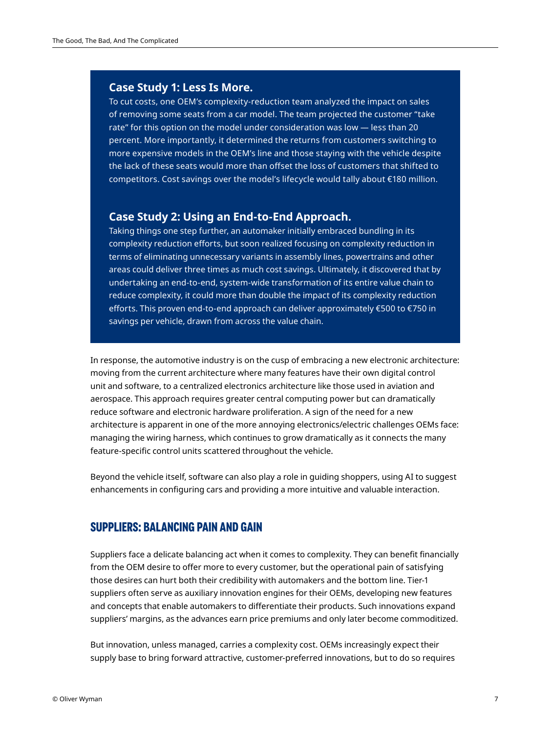### Case Study 1: Less Is More.

To cut costs, one OEM's complexity-reduction team analyzed the impact on sales of removing some seats from a car model. The team projected the customer "take rate" for this option on the model under consideration was low — less than 20 percent. More importantly, it determined the returns from customers switching to more expensive models in the OEM's line and those staying with the vehicle despite the lack of these seats would more than offset the loss of customers that shifted to competitors. Cost savings over the model's lifecycle would tally about €180 million.

### Case Study 2: Using an End-to-End Approach.

Taking things one step further, an automaker initially embraced bundling in its complexity reduction efforts, but soon realized focusing on complexity reduction in terms of eliminating unnecessary variants in assembly lines, powertrains and other areas could deliver three times as much cost savings. Ultimately, it discovered that by undertaking an end-to-end, system-wide transformation of its entire value chain to reduce complexity, it could more than double the impact of its complexity reduction efforts. This proven end-to-end approach can deliver approximately €500 to €750 in savings per vehicle, drawn from across the value chain.

In response, the automotive industry is on the cusp of embracing a new electronic architecture: moving from the current architecture where many features have their own digital control unit and software, to a centralized electronics architecture like those used in aviation and aerospace. This approach requires greater central computing power but can dramatically reduce software and electronic hardware proliferation. A sign of the need for a new architecture is apparent in one of the more annoying electronics/electric challenges OEMs face: managing the wiring harness, which continues to grow dramatically as it connects the many feature-specific control units scattered throughout the vehicle.

Beyond the vehicle itself, software can also play a role in guiding shoppers, using AI to suggest enhancements in configuring cars and providing a more intuitive and valuable interaction.

## SUPPLIERS: BALANCING PAIN AND GAIN

Suppliers face a delicate balancing act when it comes to complexity. They can benefit financially from the OEM desire to offer more to every customer, but the operational pain of satisfying those desires can hurt both their credibility with automakers and the bottom line. Tier-1 suppliers often serve as auxiliary innovation engines for their OEMs, developing new features and concepts that enable automakers to differentiate their products. Such innovations expand suppliers' margins, as the advances earn price premiums and only later become commoditized.

But innovation, unless managed, carries a complexity cost. OEMs increasingly expect their supply base to bring forward attractive, customer-preferred innovations, but to do so requires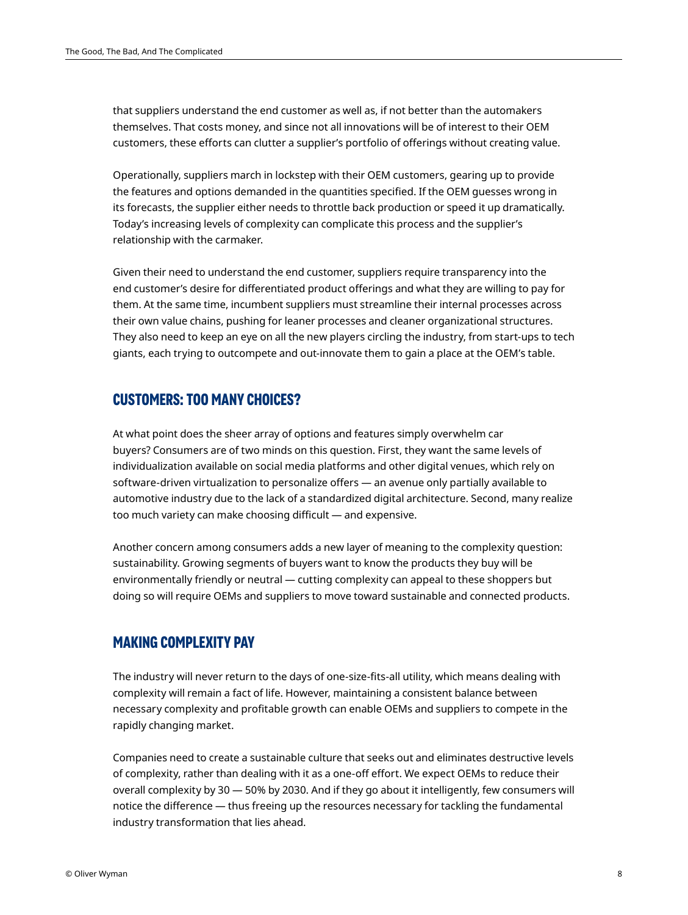that suppliers understand the end customer as well as, if not better than the automakers themselves. That costs money, and since not all innovations will be of interest to their OEM customers, these efforts can clutter a supplier's portfolio of offerings without creating value.

Operationally, suppliers march in lockstep with their OEM customers, gearing up to provide the features and options demanded in the quantities specified. If the OEM guesses wrong in its forecasts, the supplier either needs to throttle back production or speed it up dramatically. Today's increasing levels of complexity can complicate this process and the supplier's relationship with the carmaker.

Given their need to understand the end customer, suppliers require transparency into the end customer's desire for differentiated product offerings and what they are willing to pay for them. At the same time, incumbent suppliers must streamline their internal processes across their own value chains, pushing for leaner processes and cleaner organizational structures. They also need to keep an eye on all the new players circling the industry, from start-ups to tech giants, each trying to outcompete and out-innovate them to gain a place at the OEM's table.

## CUSTOMERS: TOO MANY CHOICES?

At what point does the sheer array of options and features simply overwhelm car buyers? Consumers are of two minds on this question. First, they want the same levels of individualization available on social media platforms and other digital venues, which rely on software-driven virtualization to personalize offers — an avenue only partially available to automotive industry due to the lack of a standardized digital architecture. Second, many realize too much variety can make choosing difficult — and expensive.

Another concern among consumers adds a new layer of meaning to the complexity question: sustainability. Growing segments of buyers want to know the products they buy will be environmentally friendly or neutral — cutting complexity can appeal to these shoppers but doing so will require OEMs and suppliers to move toward sustainable and connected products.

## MAKING COMPLEXITY PAY

The industry will never return to the days of one-size-fits-all utility, which means dealing with complexity will remain a fact of life. However, maintaining a consistent balance between necessary complexity and profitable growth can enable OEMs and suppliers to compete in the rapidly changing market.

Companies need to create a sustainable culture that seeks out and eliminates destructive levels of complexity, rather than dealing with it as a one-off effort. We expect OEMs to reduce their overall complexity by 30 — 50% by 2030. And if they go about it intelligently, few consumers will notice the difference — thus freeing up the resources necessary for tackling the fundamental industry transformation that lies ahead.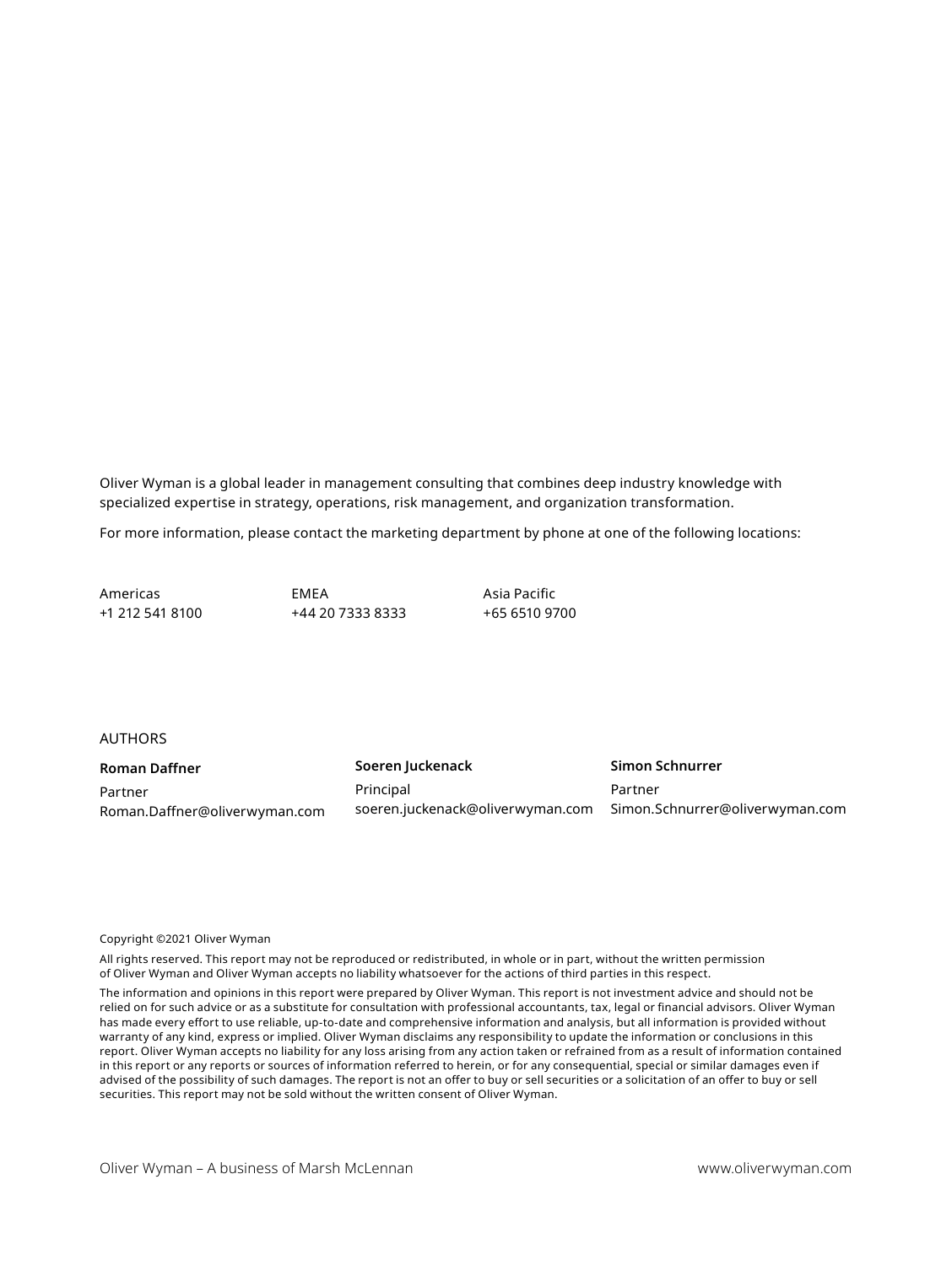Oliver Wyman is a global leader in management consulting that combines deep industry knowledge with specialized expertise in strategy, operations, risk management, and organization transformation.

For more information, please contact the marketing department by phone at one of the following locations:

| Americas | EMEA | Asia Pacific |
| --- | --- | --- |
| +1 212 541 8100 | +44 20 7333 8333 | +65 6510 9700 |

AUTHORS

**Roman Daffner**
Partner
Roman.Daffner@oliverwyman.com

**Soeren Juckenack**
Principal
soeren.juckenack@oliverwyman.com

**Simon Schnurrer**
Partner
Simon.Schnurrer@oliverwyman.com

Copyright ©2021 Oliver Wyman

All rights reserved. This report may not be reproduced or redistributed, in whole or in part, without the written permission of Oliver Wyman and Oliver Wyman accepts no liability whatsoever for the actions of third parties in this respect.

The information and opinions in this report were prepared by Oliver Wyman. This report is not investment advice and should not be relied on for such advice or as a substitute for consultation with professional accountants, tax, legal or financial advisors. Oliver Wyman has made every effort to use reliable, up-to-date and comprehensive information and analysis, but all information is provided without warranty of any kind, express or implied. Oliver Wyman disclaims any responsibility to update the information or conclusions in this report. Oliver Wyman accepts no liability for any loss arising from any action taken or refrained from as a result of information contained in this report or any reports or sources of information referred to herein, or for any consequential, special or similar damages even if advised of the possibility of such damages. The report is not an offer to buy or sell securities or a solicitation of an offer to buy or sell securities. This report may not be sold without the written consent of Oliver Wyman.

Oliver Wyman – A business of Marsh McLennan

www.oliverwyman.com